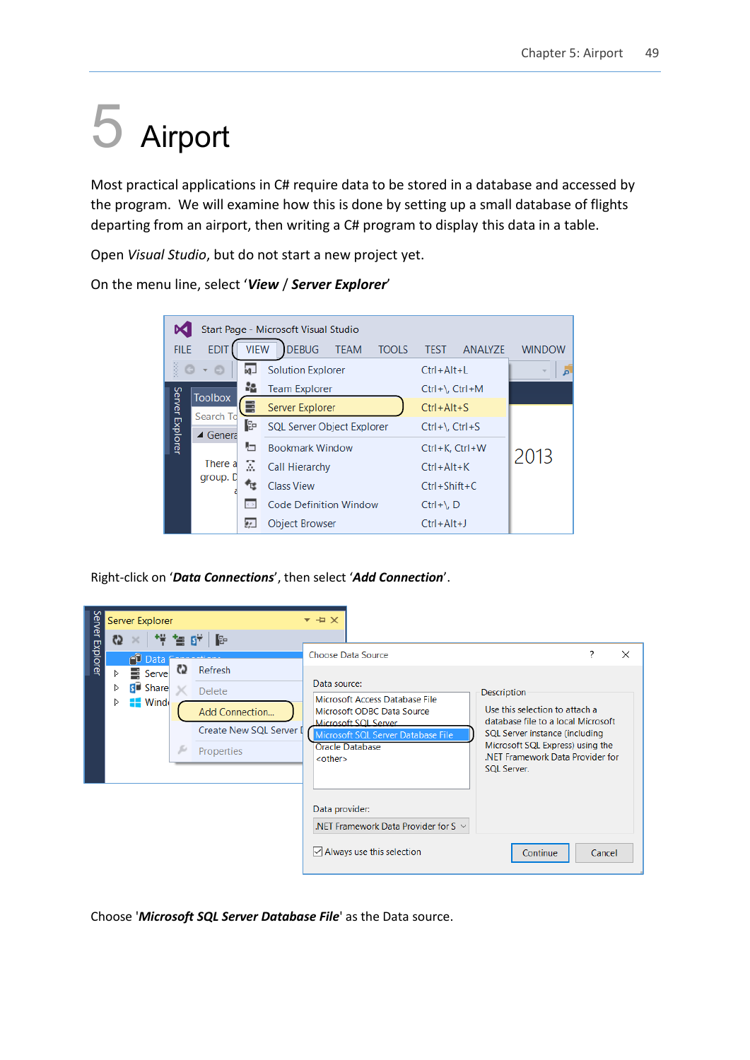# 5 Airport

Most practical applications in C# require data to be stored in a database and accessed by the program. We will examine how this is done by setting up a small database of flights departing from an airport, then writing a C# program to display this data in a table.

Open *Visual Studio*, but do not start a new project yet.

On the menu line, select '***View*** / ***Server Explorer***'

Right-click on '***Data Connections***', then select '***Add Connection***'.

Choose '***Microsoft SQL Server Database File***' as the Data source.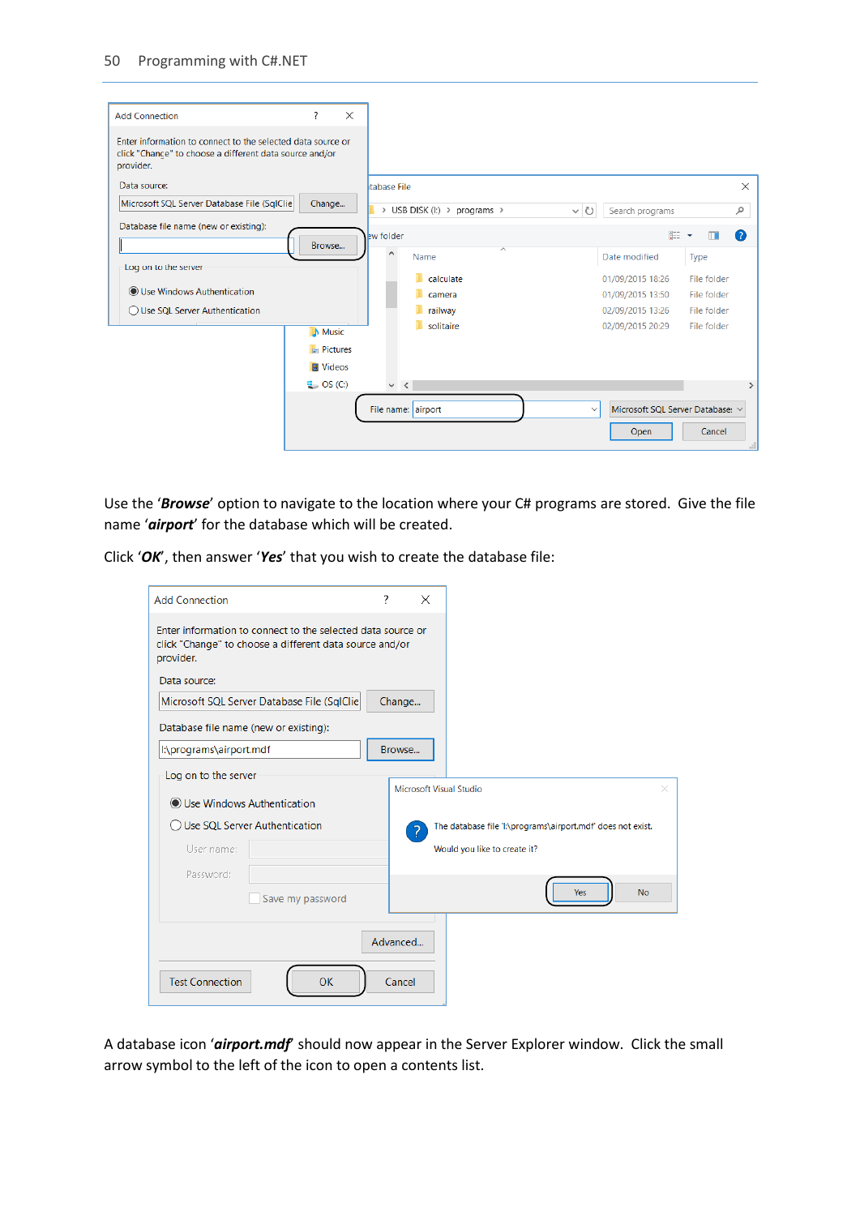Use the '***Browse***' option to navigate to the location where your C# programs are stored. Give the file name '***airport***' for the database which will be created.

Click '***OK***', then answer '***Yes***' that you wish to create the database file:

A database icon '***airport.mdf***' should now appear in the Server Explorer window. Click the small arrow symbol to the left of the icon to open a contents list.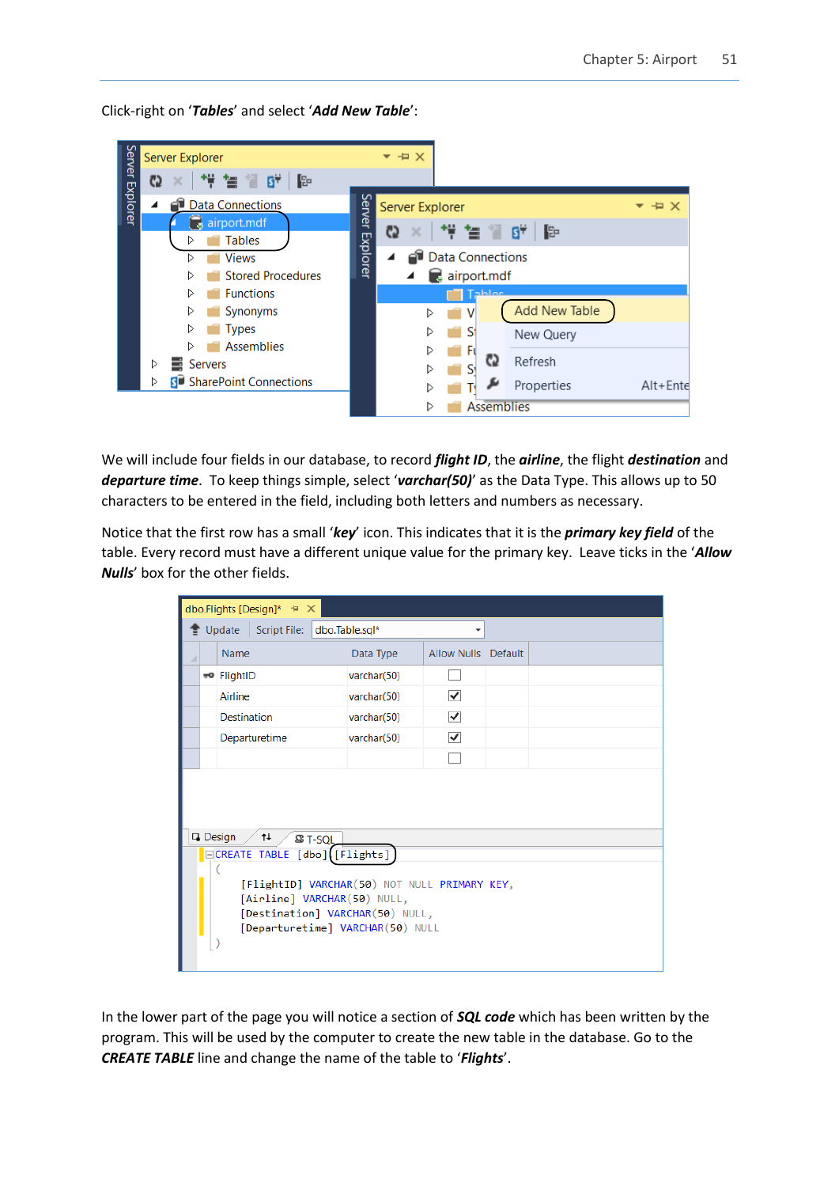Click-right on '***Tables***' and select '***Add New Table***':

We will include four fields in our database, to record ***flight ID***, the ***airline***, the flight ***destination*** and ***departure time***. To keep things simple, select '***varchar(50)***' as the Data Type. This allows up to 50 characters to be entered in the field, including both letters and numbers as necessary.

Notice that the first row has a small '***key***' icon. This indicates that it is the ***primary key field*** of the table. Every record must have a different unique value for the primary key. Leave ticks in the '***Allow Nulls***' box for the other fields.

In the lower part of the page you will notice a section of ***SQL code*** which has been written by the program. This will be used by the computer to create the new table in the database. Go to the ***CREATE TABLE*** line and change the name of the table to '***Flights***'.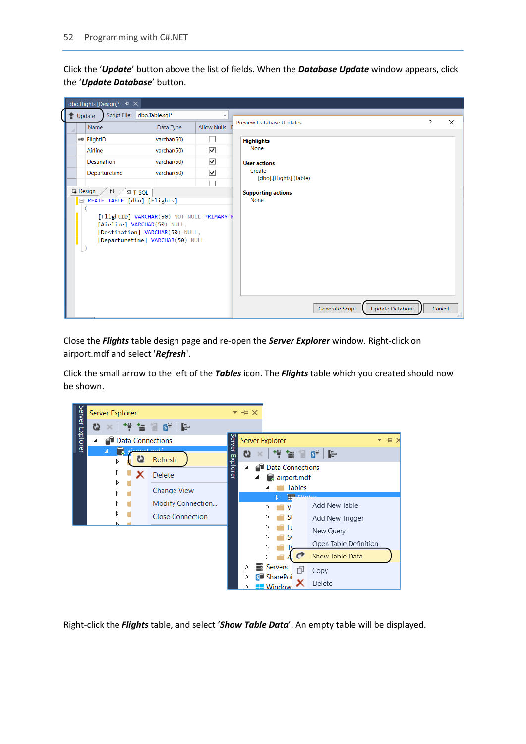Click the '***Update***' button above the list of fields. When the ***Database Update*** window appears, click the '***Update Database***' button.

Close the ***Flights*** table design page and re-open the ***Server Explorer*** window. Right-click on airport.mdf and select '***Refresh***'.

Click the small arrow to the left of the ***Tables*** icon. The ***Flights*** table which you created should now be shown.

Right-click the ***Flights*** table, and select '***Show Table Data***'. An empty table will be displayed.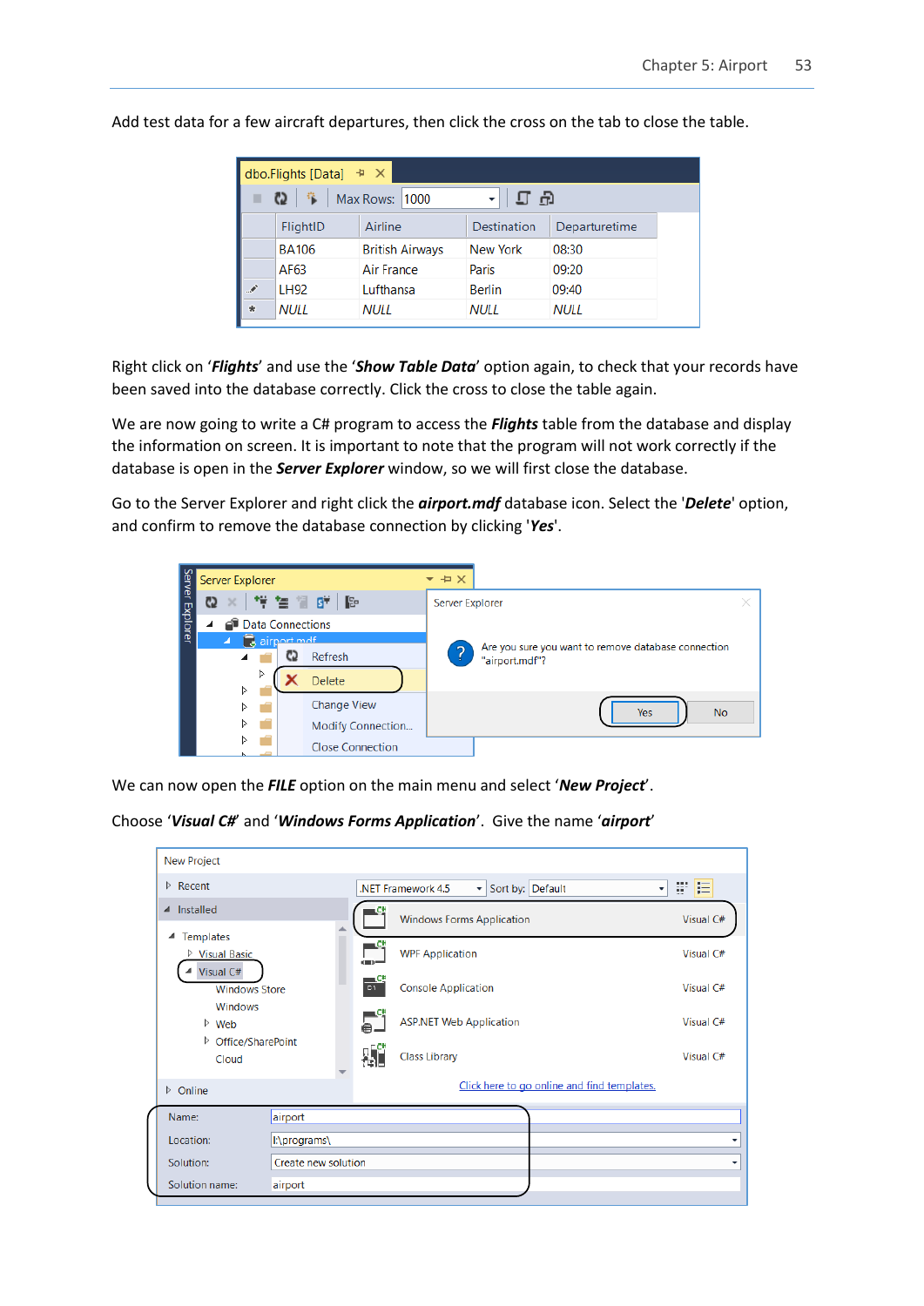Add test data for a few aircraft departures, then click the cross on the tab to close the table.

| FlightID | Airline | Destination | Departuretime |
|---|---|---|---|
| BA106 | British Airways | New York | 08:30 |
| AF63 | Air France | Paris | 09:20 |
| LH92 | Lufthansa | Berlin | 09:40 |
| NULL | NULL | NULL | NULL |

Right click on ‘***Flights***’ and use the ‘***Show Table Data***’ option again, to check that your records have been saved into the database correctly. Click the cross to close the table again.

We are now going to write a C# program to access the ***Flights*** table from the database and display the information on screen. It is important to note that the program will not work correctly if the database is open in the ***Server Explorer*** window, so we will first close the database.

Go to the Server Explorer and right click the ***airport.mdf*** database icon. Select the '***Delete***' option, and confirm to remove the database connection by clicking '***Yes***'.

We can now open the ***FILE*** option on the main menu and select ‘***New Project***’.

Choose ‘***Visual C#***’ and ‘***Windows Forms Application***’. Give the name ‘***airport***’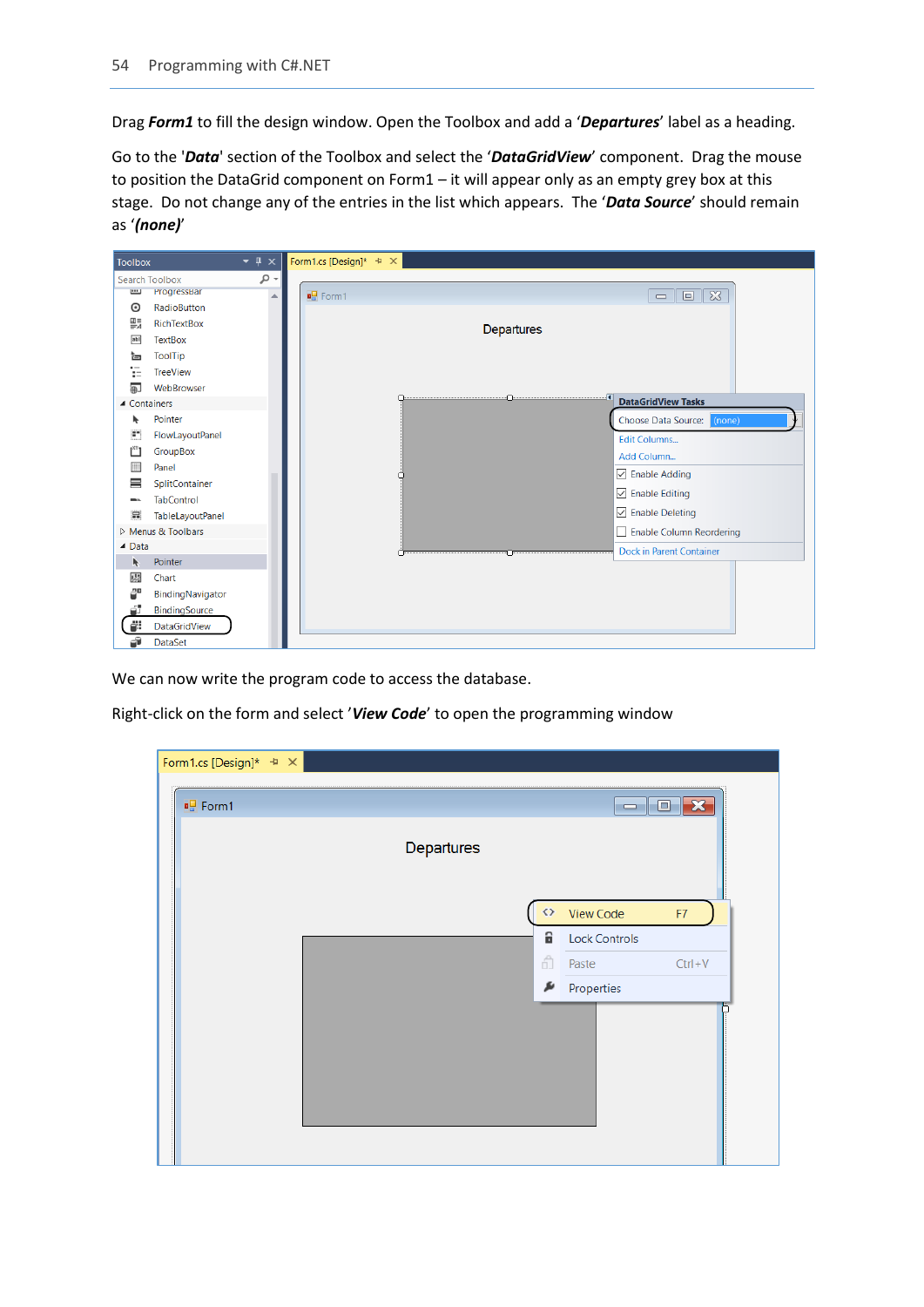Drag ***Form1*** to fill the design window. Open the Toolbox and add a '***Departures***' label as a heading.

Go to the '***Data***' section of the Toolbox and select the '***DataGridView***' component. Drag the mouse to position the DataGrid component on Form1 – it will appear only as an empty grey box at this stage. Do not change any of the entries in the list which appears. The '***Data Source***' should remain as '***(none)***'

We can now write the program code to access the database.

Right-click on the form and select '***View Code***' to open the programming window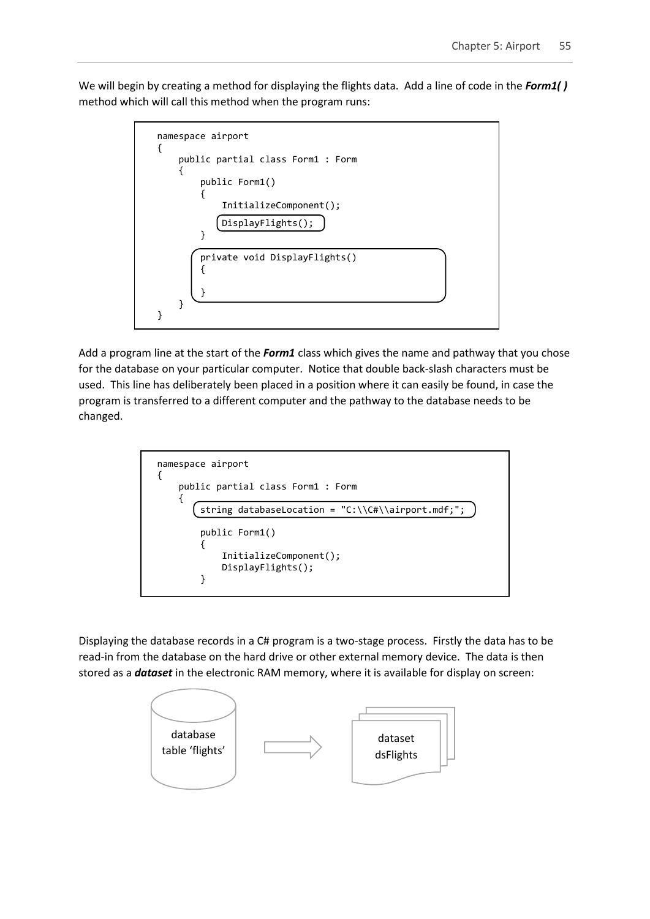We will begin by creating a method for displaying the flights data. Add a line of code in the ***Form1( )*** method which will call this method when the program runs:

```
namespace airport
{
    public partial class Form1 : Form
    {
        public Form1()
        {
            InitializeComponent();
            DisplayFlights();
        }

        private void DisplayFlights()
        {

        }
    }
}
```

Add a program line at the start of the ***Form1*** class which gives the name and pathway that you chose for the database on your particular computer. Notice that double back-slash characters must be used. This line has deliberately been placed in a position where it can easily be found, in case the program is transferred to a different computer and the pathway to the database needs to be changed.

```
namespace airport
{
    public partial class Form1 : Form
    {
        string databaseLocation = "C:\\C#\\airport.mdf;";

        public Form1()
        {
            InitializeComponent();
            DisplayFlights();
        }
```

Displaying the database records in a C# program is a two-stage process. Firstly the data has to be read-in from the database on the hard drive or other external memory device. The data is then stored as a ***dataset*** in the electronic RAM memory, where it is available for display on screen:

database table 'flights' → dataset dsFlights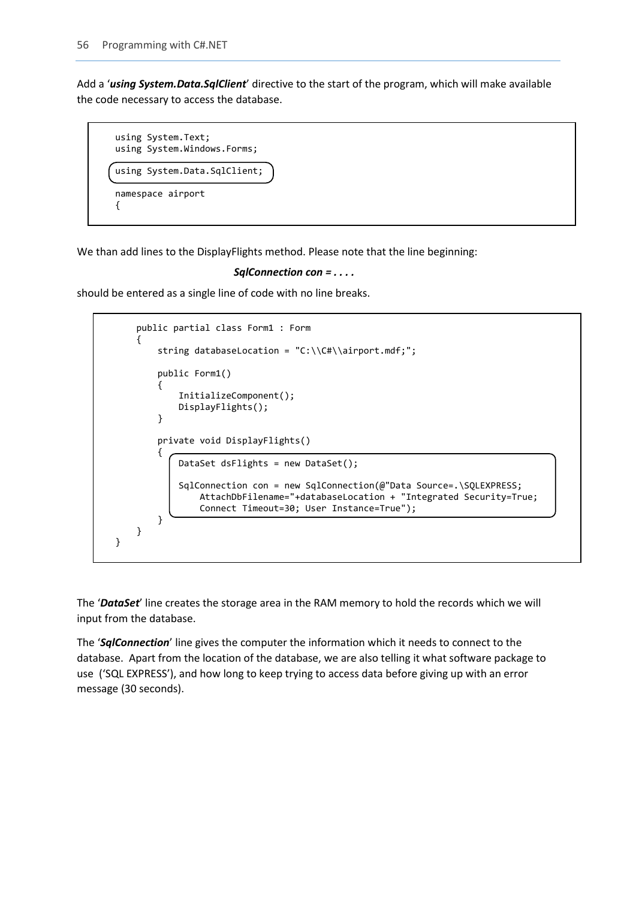Add a '***using System.Data.SqlClient***' directive to the start of the program, which will make available the code necessary to access the database.

```
using System.Text;
using System.Windows.Forms;

using System.Data.SqlClient;

namespace airport
{
```

We than add lines to the DisplayFlights method. Please note that the line beginning:

***SqlConnection con = . . . .***

should be entered as a single line of code with no line breaks.

```
    public partial class Form1 : Form
    {
        string databaseLocation = "C:\\C#\\airport.mdf;";

        public Form1()
        {
            InitializeComponent();
            DisplayFlights();
        }

        private void DisplayFlights()
        {
            DataSet dsFlights = new DataSet();

            SqlConnection con = new SqlConnection(@"Data Source=.\SQLEXPRESS;
                AttachDbFilename="+databaseLocation + "Integrated Security=True;
                Connect Timeout=30; User Instance=True");
        }
    }
}
```

The '***DataSet***' line creates the storage area in the RAM memory to hold the records which we will input from the database.

The '***SqlConnection***' line gives the computer the information which it needs to connect to the database. Apart from the location of the database, we are also telling it what software package to use ('SQL EXPRESS'), and how long to keep trying to access data before giving up with an error message (30 seconds).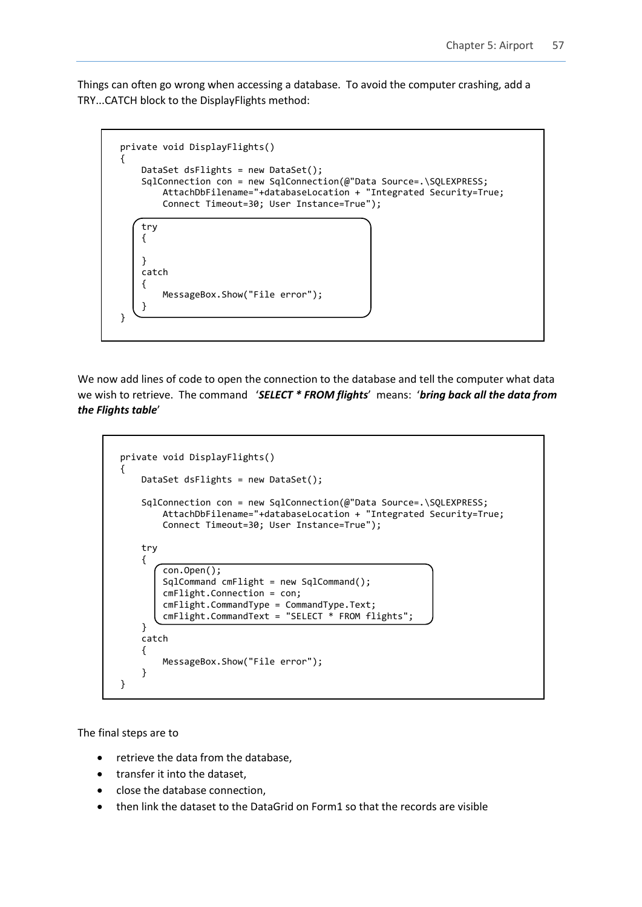Things can often go wrong when accessing a database. To avoid the computer crashing, add a TRY...CATCH block to the DisplayFlights method:

```
private void DisplayFlights()
{
    DataSet dsFlights = new DataSet();
    SqlConnection con = new SqlConnection(@"Data Source=.\SQLEXPRESS;
        AttachDbFilename="+databaseLocation + "Integrated Security=True;
        Connect Timeout=30; User Instance=True");

    try
    {

    }
    catch
    {
        MessageBox.Show("File error");
    }
}
```

We now add lines of code to open the connection to the database and tell the computer what data we wish to retrieve. The command '***SELECT * FROM flights***' means: '***bring back all the data from the Flights table***'

```
private void DisplayFlights()
{
    DataSet dsFlights = new DataSet();

    SqlConnection con = new SqlConnection(@"Data Source=.\SQLEXPRESS;
        AttachDbFilename="+databaseLocation + "Integrated Security=True;
        Connect Timeout=30; User Instance=True");

    try
    {
        con.Open();
        SqlCommand cmFlight = new SqlCommand();
        cmFlight.Connection = con;
        cmFlight.CommandType = CommandType.Text;
        cmFlight.CommandText = "SELECT * FROM flights";
    }
    catch
    {
        MessageBox.Show("File error");
    }
}
```

The final steps are to

- retrieve the data from the database,
- transfer it into the dataset,
- close the database connection,
- then link the dataset to the DataGrid on Form1 so that the records are visible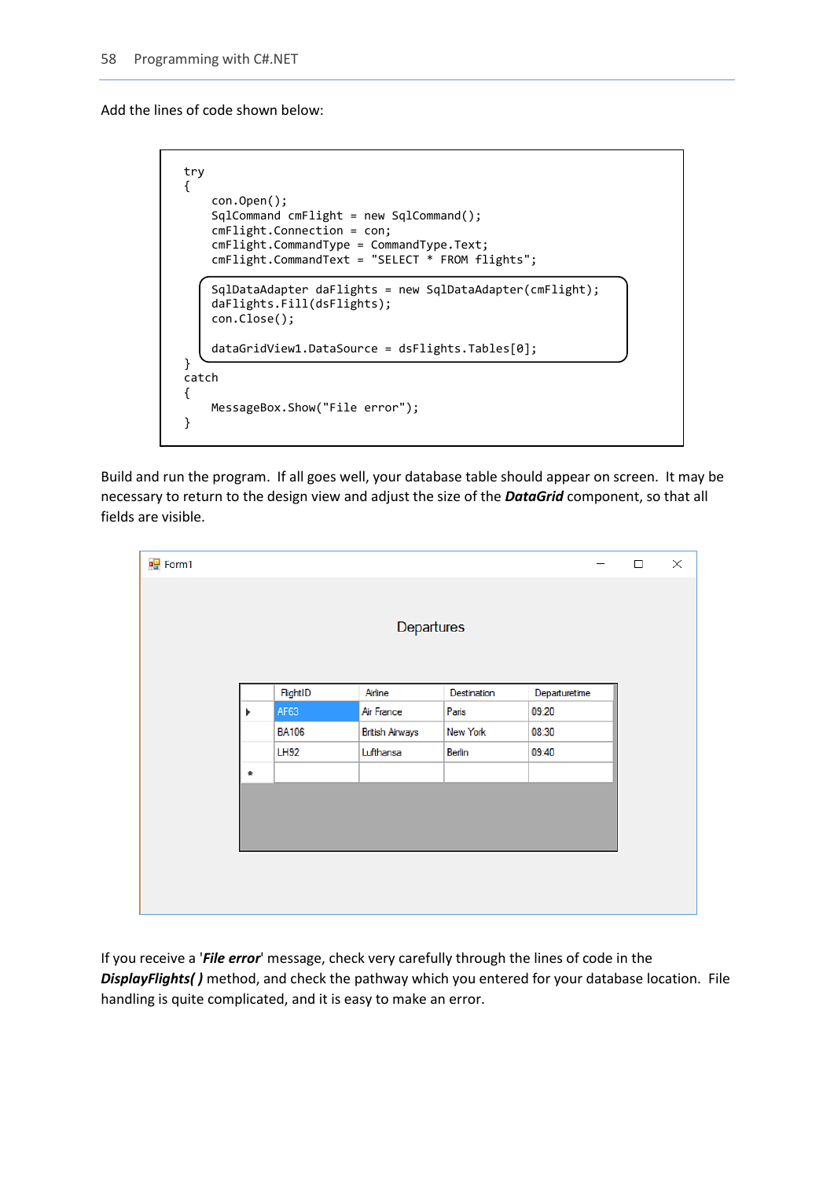Add the lines of code shown below:

```
try
{
    con.Open();
    SqlCommand cmFlight = new SqlCommand();
    cmFlight.Connection = con;
    cmFlight.CommandType = CommandType.Text;
    cmFlight.CommandText = "SELECT * FROM flights";

    SqlDataAdapter daFlights = new SqlDataAdapter(cmFlight);
    daFlights.Fill(dsFlights);
    con.Close();

    dataGridView1.DataSource = dsFlights.Tables[0];
}
catch
{
    MessageBox.Show("File error");
}
```

Build and run the program. If all goes well, your database table should appear on screen. It may be necessary to return to the design view and adjust the size of the ***DataGrid*** component, so that all fields are visible.

Form1

Departures

| FlightID | Airline | Destination | Departuretime |
|---|---|---|---|
| AF63 | Air France | Paris | 09:20 |
| BA106 | British Airways | New York | 08:30 |
| LH92 | Lufthansa | Berlin | 09:40 |

If you receive a '***File error***' message, check very carefully through the lines of code in the ***DisplayFlights( )*** method, and check the pathway which you entered for your database location. File handling is quite complicated, and it is easy to make an error.